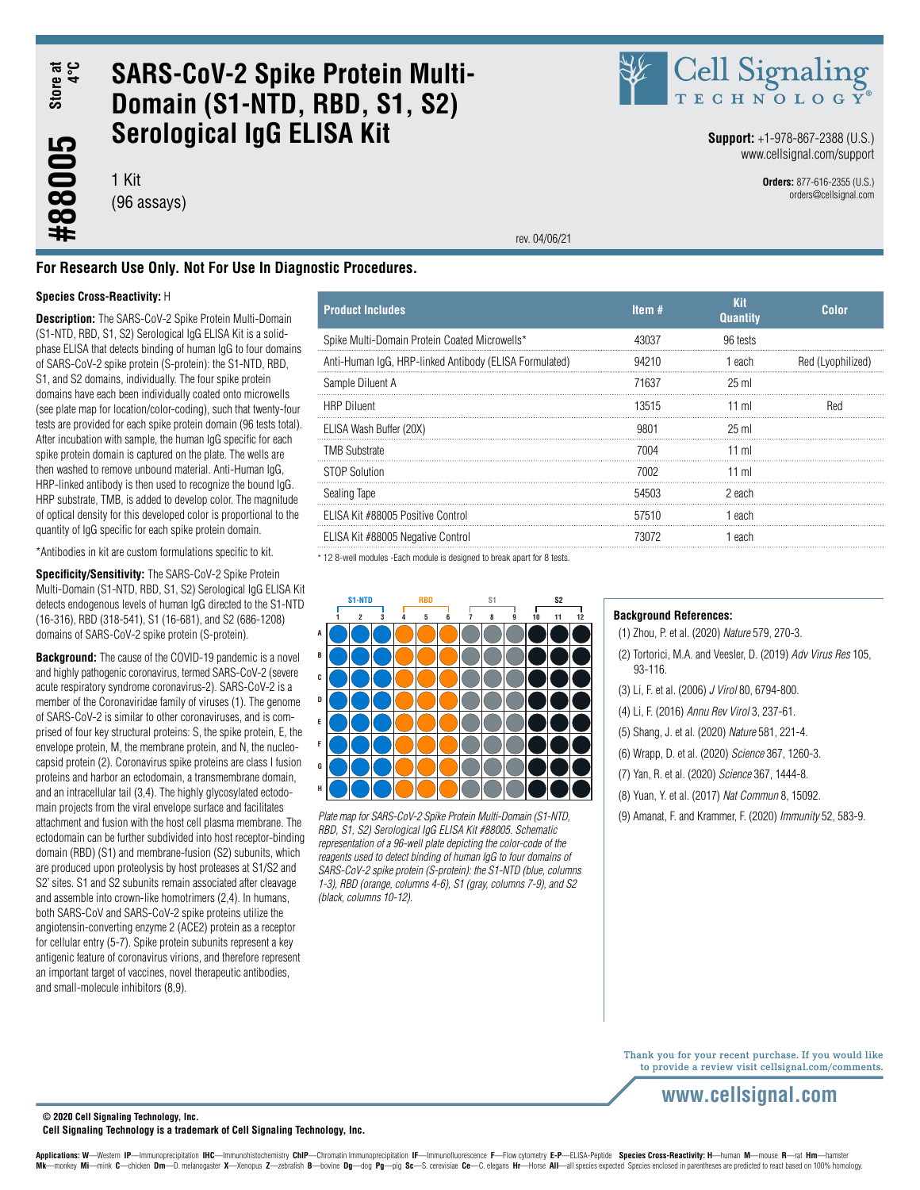# SARS-CoV-2 Spike Protein Multi-Domain (S1-NTD, RBD, S1, S2) Serological IgG ELISA Kit

**#88005** Store at 4°C

1 Kit
(96 assays)

**Support:** +1-978-867-2388 (U.S.)
www.cellsignal.com/support

**Orders:** 877-616-2355 (U.S.)
orders@cellsignal.com

rev. 04/06/21

**For Research Use Only. Not For Use In Diagnostic Procedures.**

**Species Cross-Reactivity:** H

**Description:** The SARS-CoV-2 Spike Protein Multi-Domain (S1-NTD, RBD, S1, S2) Serological IgG ELISA Kit is a solid-phase ELISA that detects binding of human IgG to four domains of SARS-CoV-2 spike protein (S-protein): the S1-NTD, RBD, S1, and S2 domains, individually. The four spike protein domains have each been individually coated onto microwells (see plate map for location/color-coding), such that twenty-four tests are provided for each spike protein domain (96 tests total). After incubation with sample, the human IgG specific for each spike protein domain is captured on the plate. The wells are then washed to remove unbound material. Anti-Human IgG, HRP-linked antibody is then used to recognize the bound IgG. HRP substrate, TMB, is added to develop color. The magnitude of optical density for this developed color is proportional to the quantity of IgG specific for each spike protein domain.

*Antibodies in kit are custom formulations specific to kit.

**Specificity/Sensitivity:** The SARS-CoV-2 Spike Protein Multi-Domain (S1-NTD, RBD, S1, S2) Serological IgG ELISA Kit detects endogenous levels of human IgG directed to the S1-NTD (16-316), RBD (318-541), S1 (16-681), and S2 (686-1208) domains of SARS-CoV-2 spike protein (S-protein).

**Background:** The cause of the COVID-19 pandemic is a novel and highly pathogenic coronavirus, termed SARS-CoV-2 (severe acute respiratory syndrome coronavirus-2). SARS-CoV-2 is a member of the Coronaviridae family of viruses (1). The genome of SARS-CoV-2 is similar to other coronaviruses, and is comprised of four key structural proteins: S, the spike protein, E, the envelope protein, M, the membrane protein, and N, the nucleocapsid protein (2). Coronavirus spike proteins are class I fusion proteins and harbor an ectodomain, a transmembrane domain, and an intracellular tail (3,4). The highly glycosylated ectodomain projects from the viral envelope surface and facilitates attachment and fusion with the host cell plasma membrane. The ectodomain can be further subdivided into host receptor-binding domain (RBD) (S1) and membrane-fusion (S2) subunits, which are produced upon proteolysis by host proteases at S1/S2 and S2' sites. S1 and S2 subunits remain associated after cleavage and assemble into crown-like homotrimers (2,4). In humans, both SARS-CoV and SARS-CoV-2 spike proteins utilize the angiotensin-converting enzyme 2 (ACE2) protein as a receptor for cellular entry (5-7). Spike protein subunits represent a key antigenic feature of coronavirus virions, and therefore represent an important target of vaccines, novel therapeutic antibodies, and small-molecule inhibitors (8,9).

| Product Includes | Item # | Kit Quantity | Color |
|---|---|---|---|
| Spike Multi-Domain Protein Coated Microwells* | 43037 | 96 tests | |
| Anti-Human IgG, HRP-linked Antibody (ELISA Formulated) | 94210 | 1 each | Red (Lyophilized) |
| Sample Diluent A | 71637 | 25 ml | |
| HRP Diluent | 13515 | 11 ml | Red |
| ELISA Wash Buffer (20X) | 9801 | 25 ml | |
| TMB Substrate | 7004 | 11 ml | |
| STOP Solution | 7002 | 11 ml | |
| Sealing Tape | 54503 | 2 each | |
| ELISA Kit #88005 Positive Control | 57510 | 1 each | |
| ELISA Kit #88005 Negative Control | 73072 | 1 each | |

\* 12 8-well modules -Each module is designed to break apart for 8 tests.

| | S1-NTD 1 | S1-NTD 2 | S1-NTD 3 | RBD 4 | RBD 5 | RBD 6 | S1 7 | S1 8 | S1 9 | S2 10 | S2 11 | S2 12 |
|---|---|---|---|---|---|---|---|---|---|---|---|---|
| A | blue | blue | blue | orange | orange | orange | gray | gray | gray | black | black | black |
| B | blue | blue | blue | orange | orange | orange | gray | gray | gray | black | black | black |
| C | blue | blue | blue | orange | orange | orange | gray | gray | gray | black | black | black |
| D | blue | blue | blue | orange | orange | orange | gray | gray | gray | black | black | black |
| E | blue | blue | blue | orange | orange | orange | gray | gray | gray | black | black | black |
| F | blue | blue | blue | orange | orange | orange | gray | gray | gray | black | black | black |
| G | blue | blue | blue | orange | orange | orange | gray | gray | gray | black | black | black |
| H | blue | blue | blue | orange | orange | orange | gray | gray | gray | black | black | black |

*Plate map for SARS-CoV-2 Spike Protein Multi-Domain (S1-NTD, RBD, S1, S2) Serological IgG ELISA Kit #88005. Schematic representation of a 96-well plate depicting the color-code of the reagents used to detect binding of human IgG to four domains of SARS-CoV-2 spike protein (S-protein): the S1-NTD (blue, columns 1-3), RBD (orange, columns 4-6), S1 (gray, columns 7-9), and S2 (black, columns 10-12).*

**Background References:**

(1) Zhou, P. et al. (2020) *Nature* 579, 270-3.

(2) Tortorici, M.A. and Veesler, D. (2019) *Adv Virus Res* 105, 93-116.

(3) Li, F. et al. (2006) *J Virol* 80, 6794-800.

(4) Li, F. (2016) *Annu Rev Virol* 3, 237-61.

(5) Shang, J. et al. (2020) *Nature* 581, 221-4.

(6) Wrapp, D. et al. (2020) *Science* 367, 1260-3.

(7) Yan, R. et al. (2020) *Science* 367, 1444-8.

(8) Yuan, Y. et al. (2017) *Nat Commun* 8, 15092.

(9) Amanat, F. and Krammer, F. (2020) *Immunity* 52, 583-9.

Thank you for your recent purchase. If you would like to provide a review visit cellsignal.com/comments.

www.cellsignal.com

© 2020 Cell Signaling Technology, Inc.
Cell Signaling Technology is a trademark of Cell Signaling Technology, Inc.

**Applications: W**—Western **IP**—Immunoprecipitation **IHC**—Immunohistochemistry **ChIP**—Chromatin Immunoprecipitation **IF**—Immunofluorescence **F**—Flow cytometry **E-P**—ELISA-Peptide **Species Cross-Reactivity: H**—human **M**—mouse **R**—rat **Hm**—hamster **Mk**—monkey **Mi**—mink **C**—chicken **Dm**—D. melanogaster **X**—Xenopus **Z**—zebrafish **B**—bovine **Dg**—dog **Pg**—pig **Sc**—S. cerevisiae **Ce**—C. elegans **Hr**—Horse **All**—all species expected Species enclosed in parentheses are predicted to react based on 100% homology.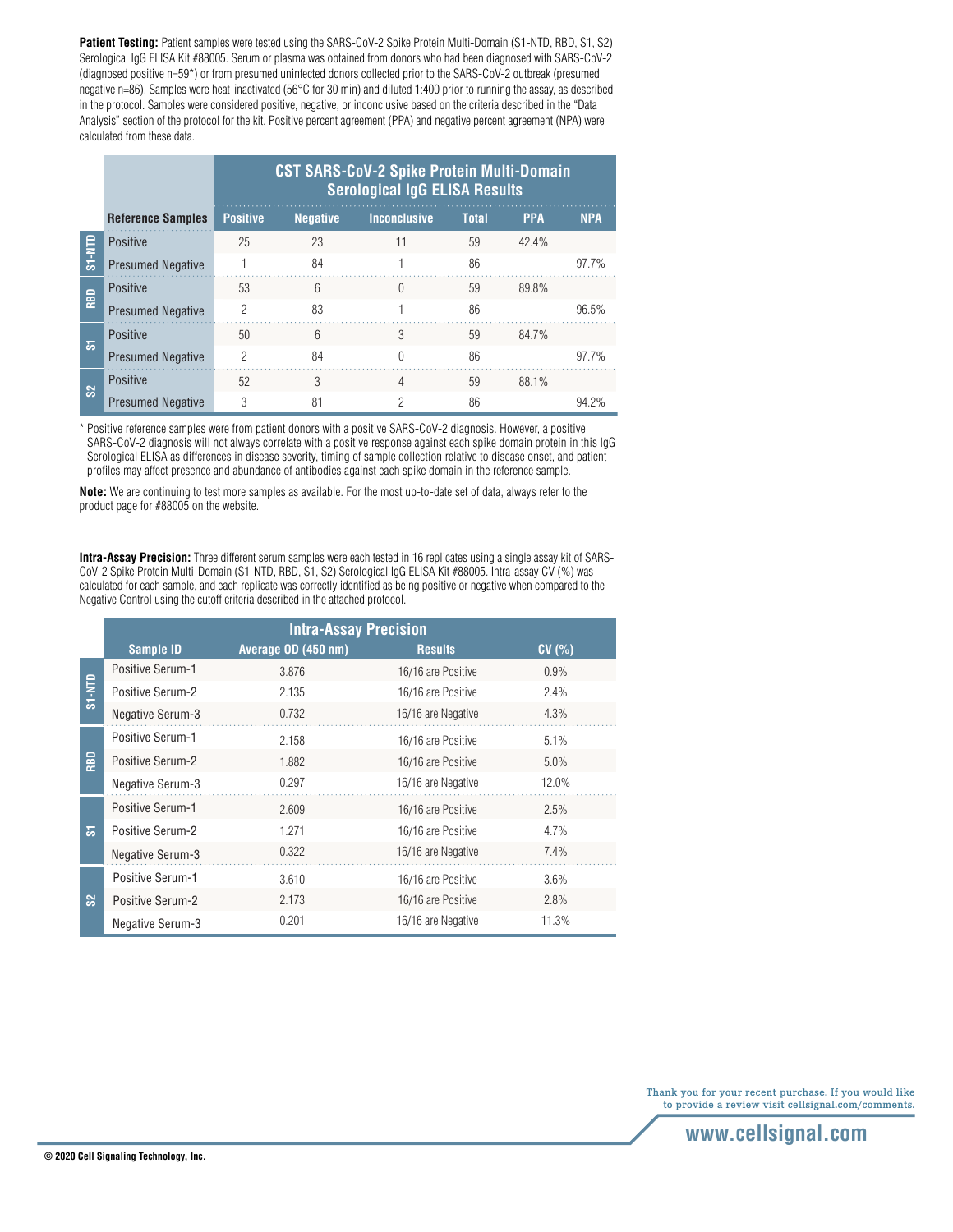**Patient Testing:** Patient samples were tested using the SARS-CoV-2 Spike Protein Multi-Domain (S1-NTD, RBD, S1, S2) Serological IgG ELISA Kit #88005. Serum or plasma was obtained from donors who had been diagnosed with SARS-CoV-2 (diagnosed positive n=59*) or from presumed uninfected donors collected prior to the SARS-CoV-2 outbreak (presumed negative n=86). Samples were heat-inactivated (56°C for 30 min) and diluted 1:400 prior to running the assay, as described in the protocol. Samples were considered positive, negative, or inconclusive based on the criteria described in the "Data Analysis" section of the protocol for the kit. Positive percent agreement (PPA) and negative percent agreement (NPA) were calculated from these data.

| | | CST SARS-CoV-2 Spike Protein Multi-Domain Serological IgG ELISA Results | | | | | |
|---|---|---|---|---|---|---|---|
| | Reference Samples | Positive | Negative | Inconclusive | Total | PPA | NPA |
| S1-NTD | Positive | 25 | 23 | 11 | 59 | 42.4% | |
| | Presumed Negative | 1 | 84 | 1 | 86 | | 97.7% |
| RBD | Positive | 53 | 6 | 0 | 59 | 89.8% | |
| | Presumed Negative | 2 | 83 | 1 | 86 | | 96.5% |
| S1 | Positive | 50 | 6 | 3 | 59 | 84.7% | |
| | Presumed Negative | 2 | 84 | 0 | 86 | | 97.7% |
| S2 | Positive | 52 | 3 | 4 | 59 | 88.1% | |
| | Presumed Negative | 3 | 81 | 2 | 86 | | 94.2% |

\* Positive reference samples were from patient donors with a positive SARS-CoV-2 diagnosis. However, a positive SARS-CoV-2 diagnosis will not always correlate with a positive response against each spike domain protein in this IgG Serological ELISA as differences in disease severity, timing of sample collection relative to disease onset, and patient profiles may affect presence and abundance of antibodies against each spike domain in the reference sample.

**Note:** We are continuing to test more samples as available. For the most up-to-date set of data, always refer to the product page for #88005 on the website.

**Intra-Assay Precision:** Three different serum samples were each tested in 16 replicates using a single assay kit of SARS-CoV-2 Spike Protein Multi-Domain (S1-NTD, RBD, S1, S2) Serological IgG ELISA Kit #88005. Intra-assay CV (%) was calculated for each sample, and each replicate was correctly identified as being positive or negative when compared to the Negative Control using the cutoff criteria described in the attached protocol.

| | Intra-Assay Precision | | | |
|---|---|---|---|---|
| | Sample ID | Average OD (450 nm) | Results | CV (%) |
| S1-NTD | Positive Serum-1 | 3.876 | 16/16 are Positive | 0.9% |
| | Positive Serum-2 | 2.135 | 16/16 are Positive | 2.4% |
| | Negative Serum-3 | 0.732 | 16/16 are Negative | 4.3% |
| RBD | Positive Serum-1 | 2.158 | 16/16 are Positive | 5.1% |
| | Positive Serum-2 | 1.882 | 16/16 are Positive | 5.0% |
| | Negative Serum-3 | 0.297 | 16/16 are Negative | 12.0% |
| S1 | Positive Serum-1 | 2.609 | 16/16 are Positive | 2.5% |
| | Positive Serum-2 | 1.271 | 16/16 are Positive | 4.7% |
| | Negative Serum-3 | 0.322 | 16/16 are Negative | 7.4% |
| S2 | Positive Serum-1 | 3.610 | 16/16 are Positive | 3.6% |
| | Positive Serum-2 | 2.173 | 16/16 are Positive | 2.8% |
| | Negative Serum-3 | 0.201 | 16/16 are Negative | 11.3% |

Thank you for your recent purchase. If you would like to provide a review visit cellsignal.com/comments.

www.cellsignal.com

© 2020 Cell Signaling Technology, Inc.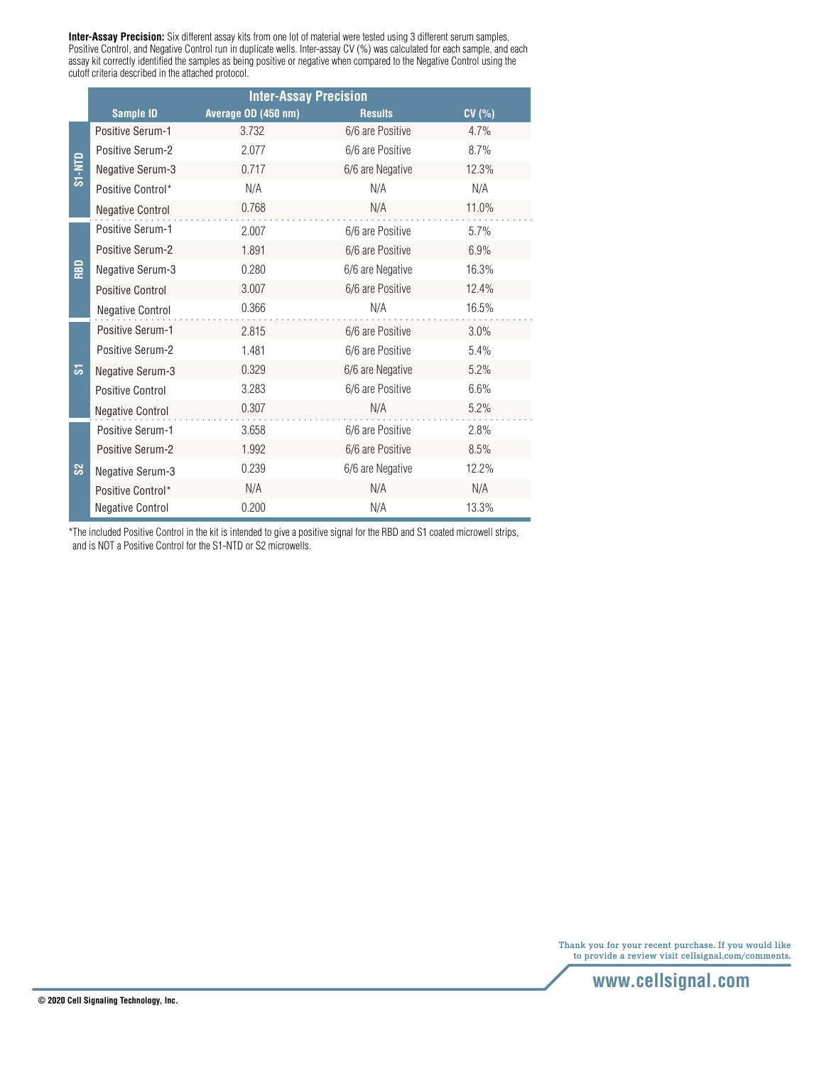**Inter-Assay Precision:** Six different assay kits from one lot of material were tested using 3 different serum samples, Positive Control, and Negative Control run in duplicate wells. Inter-assay CV (%) was calculated for each sample, and each assay kit correctly identified the samples as being positive or negative when compared to the Negative Control using the cutoff criteria described in the attached protocol.

| | Inter-Assay Precision | | | |
|---|---|---|---|---|
| | **Sample ID** | **Average OD (450 nm)** | **Results** | **CV (%)** |
| S1-NTD | Positive Serum-1 | 3.732 | 6/6 are Positive | 4.7% |
| | Positive Serum-2 | 2.077 | 6/6 are Positive | 8.7% |
| | Negative Serum-3 | 0.717 | 6/6 are Negative | 12.3% |
| | Positive Control* | N/A | N/A | N/A |
| | Negative Control | 0.768 | N/A | 11.0% |
| RBD | Positive Serum-1 | 2.007 | 6/6 are Positive | 5.7% |
| | Positive Serum-2 | 1.891 | 6/6 are Positive | 6.9% |
| | Negative Serum-3 | 0.280 | 6/6 are Negative | 16.3% |
| | Positive Control | 3.007 | 6/6 are Positive | 12.4% |
| | Negative Control | 0.366 | N/A | 16.5% |
| S1 | Positive Serum-1 | 2.815 | 6/6 are Positive | 3.0% |
| | Positive Serum-2 | 1.481 | 6/6 are Positive | 5.4% |
| | Negative Serum-3 | 0.329 | 6/6 are Negative | 5.2% |
| | Positive Control | 3.283 | 6/6 are Positive | 6.6% |
| | Negative Control | 0.307 | N/A | 5.2% |
| S2 | Positive Serum-1 | 3.658 | 6/6 are Positive | 2.8% |
| | Positive Serum-2 | 1.992 | 6/6 are Positive | 8.5% |
| | Negative Serum-3 | 0.239 | 6/6 are Negative | 12.2% |
| | Positive Control* | N/A | N/A | N/A |
| | Negative Control | 0.200 | N/A | 13.3% |

*The included Positive Control in the kit is intended to give a positive signal for the RBD and S1 coated microwell strips, and is NOT a Positive Control for the S1-NTD or S2 microwells.

Thank you for your recent purchase. If you would like to provide a review visit cellsignal.com/comments.

www.cellsignal.com

© 2020 Cell Signaling Technology, Inc.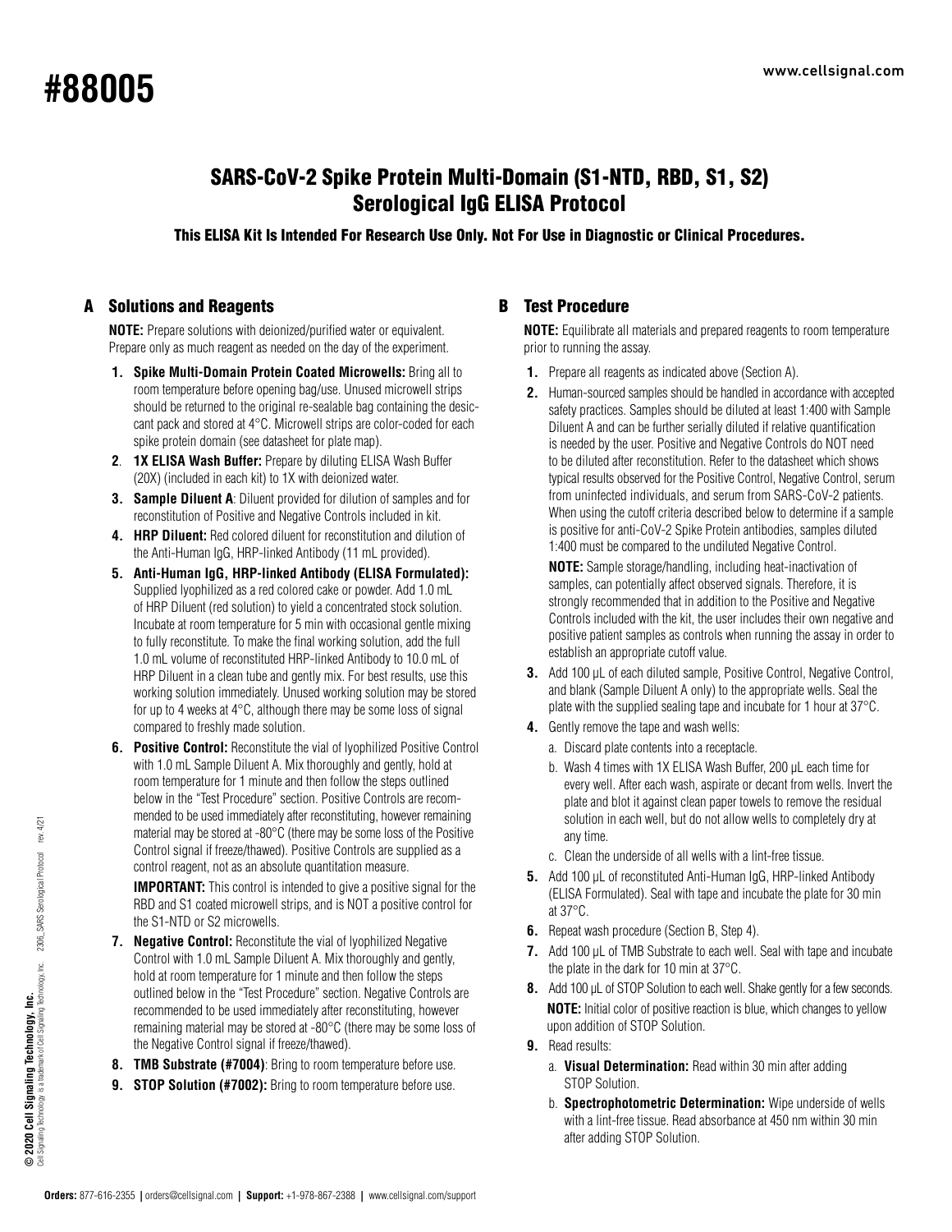#88005

## SARS-CoV-2 Spike Protein Multi-Domain (S1-NTD, RBD, S1, S2) Serological IgG ELISA Protocol

**This ELISA Kit Is Intended For Research Use Only. Not For Use in Diagnostic or Clinical Procedures.**

### A Solutions and Reagents

**NOTE:** Prepare solutions with deionized/purified water or equivalent. Prepare only as much reagent as needed on the day of the experiment.

1. **Spike Multi-Domain Protein Coated Microwells:** Bring all to room temperature before opening bag/use. Unused microwell strips should be returned to the original re-sealable bag containing the desiccant pack and stored at 4°C. Microwell strips are color-coded for each spike protein domain (see datasheet for plate map).
2. **1X ELISA Wash Buffer:** Prepare by diluting ELISA Wash Buffer (20X) (included in each kit) to 1X with deionized water.
3. **Sample Diluent A**: Diluent provided for dilution of samples and for reconstitution of Positive and Negative Controls included in kit.
4. **HRP Diluent:** Red colored diluent for reconstitution and dilution of the Anti-Human IgG, HRP-linked Antibody (11 mL provided).
5. **Anti-Human IgG, HRP-linked Antibody (ELISA Formulated):** Supplied lyophilized as a red colored cake or powder. Add 1.0 mL of HRP Diluent (red solution) to yield a concentrated stock solution. Incubate at room temperature for 5 min with occasional gentle mixing to fully reconstitute. To make the final working solution, add the full 1.0 mL volume of reconstituted HRP-linked Antibody to 10.0 mL of HRP Diluent in a clean tube and gently mix. For best results, use this working solution immediately. Unused working solution may be stored for up to 4 weeks at 4°C, although there may be some loss of signal compared to freshly made solution.
6. **Positive Control:** Reconstitute the vial of lyophilized Positive Control with 1.0 mL Sample Diluent A. Mix thoroughly and gently, hold at room temperature for 1 minute and then follow the steps outlined below in the "Test Procedure" section. Positive Controls are recommended to be used immediately after reconstituting, however remaining material may be stored at -80°C (there may be some loss of the Positive Control signal if freeze/thawed). Positive Controls are supplied as a control reagent, not as an absolute quantitation measure.

   **IMPORTANT:** This control is intended to give a positive signal for the RBD and S1 coated microwell strips, and is NOT a positive control for the S1-NTD or S2 microwells.
7. **Negative Control:** Reconstitute the vial of lyophilized Negative Control with 1.0 mL Sample Diluent A. Mix thoroughly and gently, hold at room temperature for 1 minute and then follow the steps outlined below in the "Test Procedure" section. Negative Controls are recommended to be used immediately after reconstituting, however remaining material may be stored at -80°C (there may be some loss of the Negative Control signal if freeze/thawed).
8. **TMB Substrate (#7004)**: Bring to room temperature before use.
9. **STOP Solution (#7002):** Bring to room temperature before use.

### B Test Procedure

**NOTE:** Equilibrate all materials and prepared reagents to room temperature prior to running the assay.

1. Prepare all reagents as indicated above (Section A).
2. Human-sourced samples should be handled in accordance with accepted safety practices. Samples should be diluted at least 1:400 with Sample Diluent A and can be further serially diluted if relative quantification is needed by the user. Positive and Negative Controls do NOT need to be diluted after reconstitution. Refer to the datasheet which shows typical results observed for the Positive Control, Negative Control, serum from uninfected individuals, and serum from SARS-CoV-2 patients. When using the cutoff criteria described below to determine if a sample is positive for anti-CoV-2 Spike Protein antibodies, samples diluted 1:400 must be compared to the undiluted Negative Control.

   **NOTE:** Sample storage/handling, including heat-inactivation of samples, can potentially affect observed signals. Therefore, it is strongly recommended that in addition to the Positive and Negative Controls included with the kit, the user includes their own negative and positive patient samples as controls when running the assay in order to establish an appropriate cutoff value.
3. Add 100 µL of each diluted sample, Positive Control, Negative Control, and blank (Sample Diluent A only) to the appropriate wells. Seal the plate with the supplied sealing tape and incubate for 1 hour at 37°C.
4. Gently remove the tape and wash wells:
   a. Discard plate contents into a receptacle.
   b. Wash 4 times with 1X ELISA Wash Buffer, 200 µL each time for every well. After each wash, aspirate or decant from wells. Invert the plate and blot it against clean paper towels to remove the residual solution in each well, but do not allow wells to completely dry at any time.
   c. Clean the underside of all wells with a lint-free tissue.
5. Add 100 µL of reconstituted Anti-Human IgG, HRP-linked Antibody (ELISA Formulated). Seal with tape and incubate the plate for 30 min at 37°C.
6. Repeat wash procedure (Section B, Step 4).
7. Add 100 µL of TMB Substrate to each well. Seal with tape and incubate the plate in the dark for 10 min at 37°C.
8. Add 100 µL of STOP Solution to each well. Shake gently for a few seconds.

   **NOTE:** Initial color of positive reaction is blue, which changes to yellow upon addition of STOP Solution.
9. Read results:
   a. **Visual Determination:** Read within 30 min after adding STOP Solution.
   b. **Spectrophotometric Determination:** Wipe underside of wells with a lint-free tissue. Read absorbance at 450 nm within 30 min after adding STOP Solution.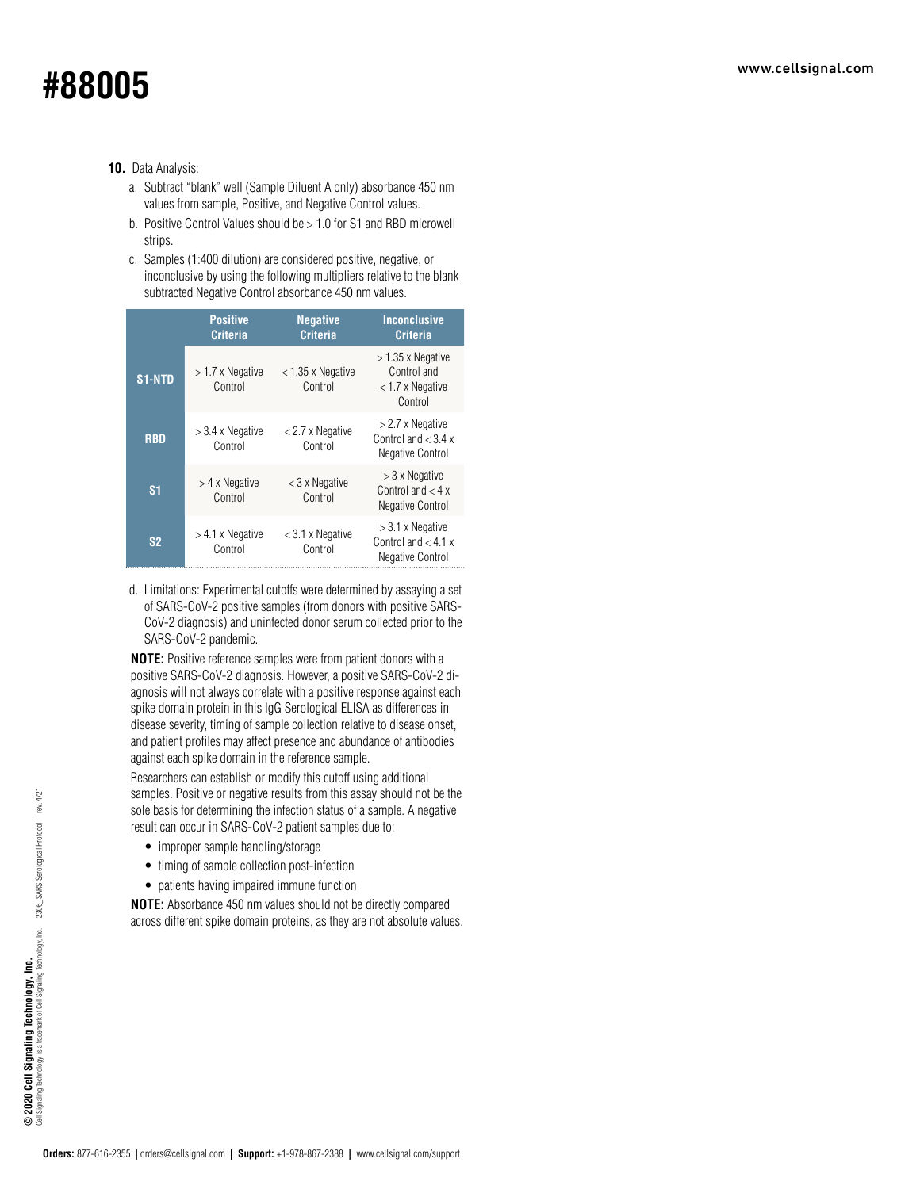10. Data Analysis:
    a. Subtract "blank" well (Sample Diluent A only) absorbance 450 nm values from sample, Positive, and Negative Control values.
    b. Positive Control Values should be > 1.0 for S1 and RBD microwell strips.
    c. Samples (1:400 dilution) are considered positive, negative, or inconclusive by using the following multipliers relative to the blank subtracted Negative Control absorbance 450 nm values.

| | Positive Criteria | Negative Criteria | Inconclusive Criteria |
|---|---|---|---|
| **S1-NTD** | > 1.7 x Negative Control | < 1.35 x Negative Control | > 1.35 x Negative Control and < 1.7 x Negative Control |
| **RBD** | > 3.4 x Negative Control | < 2.7 x Negative Control | > 2.7 x Negative Control and < 3.4 x Negative Control |
| **S1** | > 4 x Negative Control | < 3 x Negative Control | > 3 x Negative Control and < 4 x Negative Control |
| **S2** | > 4.1 x Negative Control | < 3.1 x Negative Control | > 3.1 x Negative Control and < 4.1 x Negative Control |

    d. Limitations: Experimental cutoffs were determined by assaying a set of SARS-CoV-2 positive samples (from donors with positive SARS-CoV-2 diagnosis) and uninfected donor serum collected prior to the SARS-CoV-2 pandemic.

**NOTE:** Positive reference samples were from patient donors with a positive SARS-CoV-2 diagnosis. However, a positive SARS-CoV-2 diagnosis will not always correlate with a positive response against each spike domain protein in this IgG Serological ELISA as differences in disease severity, timing of sample collection relative to disease onset, and patient profiles may affect presence and abundance of antibodies against each spike domain in the reference sample.

Researchers can establish or modify this cutoff using additional samples. Positive or negative results from this assay should not be the sole basis for determining the infection status of a sample. A negative result can occur in SARS-CoV-2 patient samples due to:

- improper sample handling/storage
- timing of sample collection post-infection
- patients having impaired immune function

**NOTE:** Absorbance 450 nm values should not be directly compared across different spike domain proteins, as they are not absolute values.